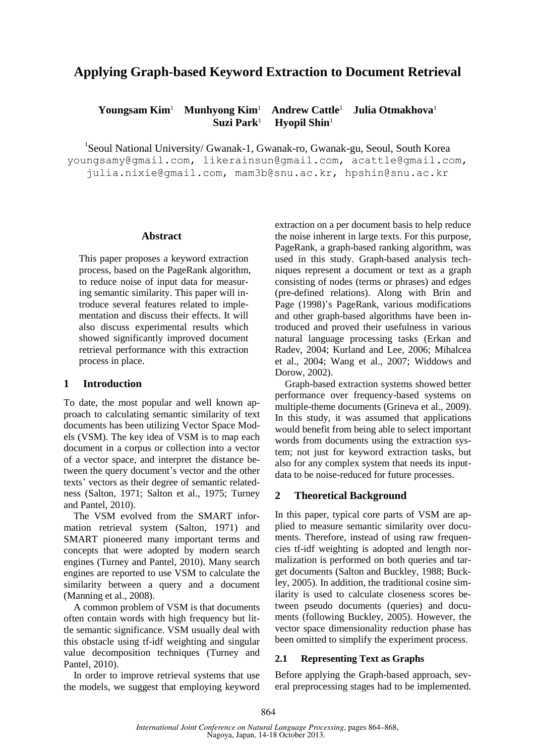# Applying Graph-based Keyword Extraction to Document Retrieval

**Youngsam Kim**[1] **Munhyong Kim**[1] **Andrew Cattle**[1] **Julia Otmakhova**[1] **Suzi Park**[1] **Hyopil Shin**[1]

[1]Seoul National University/ Gwanak-1, Gwanak-ro, Gwanak-gu, Seoul, South Korea
youngsamy@gmail.com, likerainsun@gmail.com, acattle@gmail.com, julia.nixie@gmail.com, mam3b@snu.ac.kr, hpshin@snu.ac.kr

### Abstract

This paper proposes a keyword extraction process, based on the PageRank algorithm, to reduce noise of input data for measuring semantic similarity. This paper will introduce several features related to implementation and discuss their effects. It will also discuss experimental results which showed significantly improved document retrieval performance with this extraction process in place.

## 1 Introduction

To date, the most popular and well known approach to calculating semantic similarity of text documents has been utilizing Vector Space Models (VSM). The key idea of VSM is to map each document in a corpus or collection into a vector of a vector space, and interpret the distance between the query document's vector and the other texts' vectors as their degree of semantic relatedness (Salton, 1971; Salton et al., 1975; Turney and Pantel, 2010).

The VSM evolved from the SMART information retrieval system (Salton, 1971) and SMART pioneered many important terms and concepts that were adopted by modern search engines (Turney and Pantel, 2010). Many search engines are reported to use VSM to calculate the similarity between a query and a document (Manning et al., 2008).

A common problem of VSM is that documents often contain words with high frequency but little semantic significance. VSM usually deal with this obstacle using tf-idf weighting and singular value decomposition techniques (Turney and Pantel, 2010).

In order to improve retrieval systems that use the models, we suggest that employing keyword extraction on a per document basis to help reduce the noise inherent in large texts. For this purpose, PageRank, a graph-based ranking algorithm, was used in this study. Graph-based analysis techniques represent a document or text as a graph consisting of nodes (terms or phrases) and edges (pre-defined relations). Along with Brin and Page (1998)'s PageRank, various modifications and other graph-based algorithms have been introduced and proved their usefulness in various natural language processing tasks (Erkan and Radev, 2004; Kurland and Lee, 2006; Mihalcea et al., 2004; Wang et al., 2007; Widdows and Dorow, 2002).

Graph-based extraction systems showed better performance over frequency-based systems on multiple-theme documents (Grineva et al., 2009). In this study, it was assumed that applications would benefit from being able to select important words from documents using the extraction system; not just for keyword extraction tasks, but also for any complex system that needs its input-data to be noise-reduced for future processes.

## 2 Theoretical Background

In this paper, typical core parts of VSM are applied to measure semantic similarity over documents. Therefore, instead of using raw frequencies tf-idf weighting is adopted and length normalization is performed on both queries and target documents (Salton and Buckley, 1988; Buckley, 2005). In addition, the traditional cosine similarity is used to calculate closeness scores between pseudo documents (queries) and documents (following Buckley, 2005). However, the vector space dimensionality reduction phase has been omitted to simplify the experiment process.

### 2.1 Representing Text as Graphs

Before applying the Graph-based approach, several preprocessing stages had to be implemented.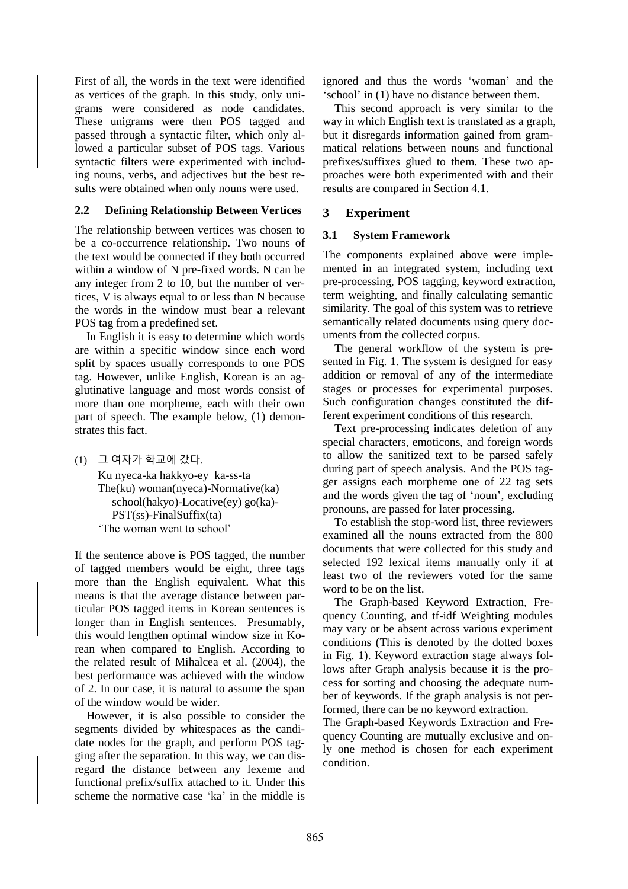First of all, the words in the text were identified as vertices of the graph. In this study, only unigrams were considered as node candidates. These unigrams were then POS tagged and passed through a syntactic filter, which only allowed a particular subset of POS tags. Various syntactic filters were experimented with including nouns, verbs, and adjectives but the best results were obtained when only nouns were used.

### 2.2 Defining Relationship Between Vertices

The relationship between vertices was chosen to be a co-occurrence relationship. Two nouns of the text would be connected if they both occurred within a window of N pre-fixed words. N can be any integer from 2 to 10, but the number of vertices, V is always equal to or less than N because the words in the window must bear a relevant POS tag from a predefined set.

In English it is easy to determine which words are within a specific window since each word split by spaces usually corresponds to one POS tag. However, unlike English, Korean is an agglutinative language and most words consist of more than one morpheme, each with their own part of speech. The example below, (1) demonstrates this fact.

(1) 그 여자가 학교에 갔다.
Ku nyeca-ka hakkyo-ey ka-ss-ta
The(ku) woman(nyeca)-Normative(ka) school(hakyo)-Locative(ey) go(ka)-PST(ss)-FinalSuffix(ta)
'The woman went to school'

If the sentence above is POS tagged, the number of tagged members would be eight, three tags more than the English equivalent. What this means is that the average distance between particular POS tagged items in Korean sentences is longer than in English sentences. Presumably, this would lengthen optimal window size in Korean when compared to English. According to the related result of Mihalcea et al. (2004), the best performance was achieved with the window of 2. In our case, it is natural to assume the span of the window would be wider.

However, it is also possible to consider the segments divided by whitespaces as the candidate nodes for the graph, and perform POS tagging after the separation. In this way, we can disregard the distance between any lexeme and functional prefix/suffix attached to it. Under this scheme the normative case 'ka' in the middle is ignored and thus the words 'woman' and the 'school' in (1) have no distance between them.

This second approach is very similar to the way in which English text is translated as a graph, but it disregards information gained from grammatical relations between nouns and functional prefixes/suffixes glued to them. These two approaches were both experimented with and their results are compared in Section 4.1.

## 3 Experiment

### 3.1 System Framework

The components explained above were implemented in an integrated system, including text pre-processing, POS tagging, keyword extraction, term weighting, and finally calculating semantic similarity. The goal of this system was to retrieve semantically related documents using query documents from the collected corpus.

The general workflow of the system is presented in Fig. 1. The system is designed for easy addition or removal of any of the intermediate stages or processes for experimental purposes. Such configuration changes constituted the different experiment conditions of this research.

Text pre-processing indicates deletion of any special characters, emoticons, and foreign words to allow the sanitized text to be parsed safely during part of speech analysis. And the POS tagger assigns each morpheme one of 22 tag sets and the words given the tag of 'noun', excluding pronouns, are passed for later processing.

To establish the stop-word list, three reviewers examined all the nouns extracted from the 800 documents that were collected for this study and selected 192 lexical items manually only if at least two of the reviewers voted for the same word to be on the list.

The Graph-based Keyword Extraction, Frequency Counting, and tf-idf Weighting modules may vary or be absent across various experiment conditions (This is denoted by the dotted boxes in Fig. 1). Keyword extraction stage always follows after Graph analysis because it is the process for sorting and choosing the adequate number of keywords. If the graph analysis is not performed, there can be no keyword extraction.

The Graph-based Keywords Extraction and Frequency Counting are mutually exclusive and only one method is chosen for each experiment condition.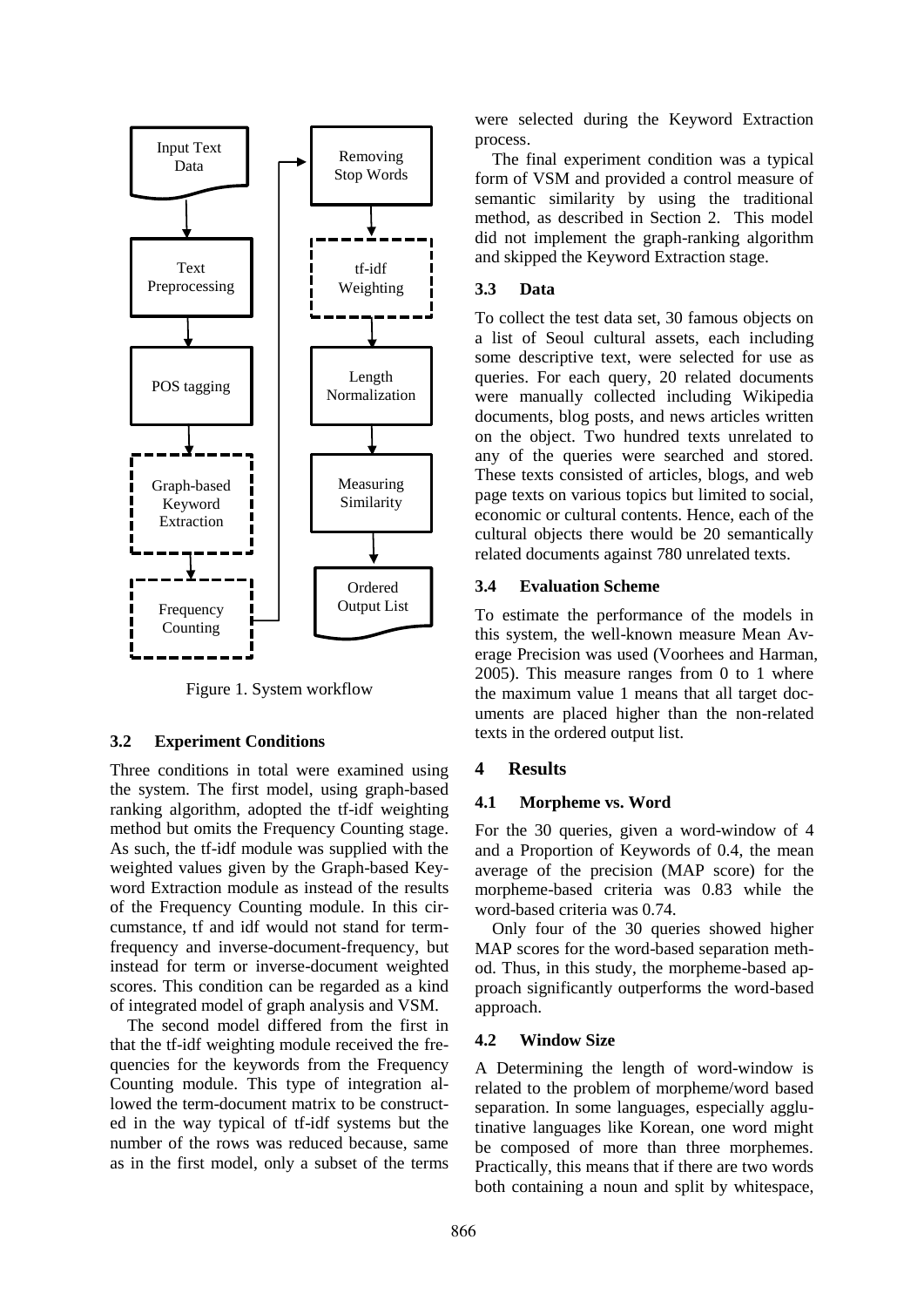Figure 1. System workflow

### 3.2 Experiment Conditions

Three conditions in total were examined using the system. The first model, using graph-based ranking algorithm, adopted the tf-idf weighting method but omits the Frequency Counting stage. As such, the tf-idf module was supplied with the weighted values given by the Graph-based Keyword Extraction module as instead of the results of the Frequency Counting module. In this circumstance, tf and idf would not stand for term-frequency and inverse-document-frequency, but instead for term or inverse-document weighted scores. This condition can be regarded as a kind of integrated model of graph analysis and VSM.

The second model differed from the first in that the tf-idf weighting module received the frequencies for the keywords from the Frequency Counting module. This type of integration allowed the term-document matrix to be constructed in the way typical of tf-idf systems but the number of the rows was reduced because, same as in the first model, only a subset of the terms were selected during the Keyword Extraction process.

The final experiment condition was a typical form of VSM and provided a control measure of semantic similarity by using the traditional method, as described in Section 2. This model did not implement the graph-ranking algorithm and skipped the Keyword Extraction stage.

### 3.3 Data

To collect the test data set, 30 famous objects on a list of Seoul cultural assets, each including some descriptive text, were selected for use as queries. For each query, 20 related documents were manually collected including Wikipedia documents, blog posts, and news articles written on the object. Two hundred texts unrelated to any of the queries were searched and stored. These texts consisted of articles, blogs, and web page texts on various topics but limited to social, economic or cultural contents. Hence, each of the cultural objects there would be 20 semantically related documents against 780 unrelated texts.

### 3.4 Evaluation Scheme

To estimate the performance of the models in this system, the well-known measure Mean Average Precision was used (Voorhees and Harman, 2005). This measure ranges from 0 to 1 where the maximum value 1 means that all target documents are placed higher than the non-related texts in the ordered output list.

## 4 Results

### 4.1 Morpheme vs. Word

For the 30 queries, given a word-window of 4 and a Proportion of Keywords of 0.4, the mean average of the precision (MAP score) for the morpheme-based criteria was 0.83 while the word-based criteria was 0.74.

Only four of the 30 queries showed higher MAP scores for the word-based separation method. Thus, in this study, the morpheme-based approach significantly outperforms the word-based approach.

### 4.2 Window Size

A Determining the length of word-window is related to the problem of morpheme/word based separation. In some languages, especially agglutinative languages like Korean, one word might be composed of more than three morphemes. Practically, this means that if there are two words both containing a noun and split by whitespace,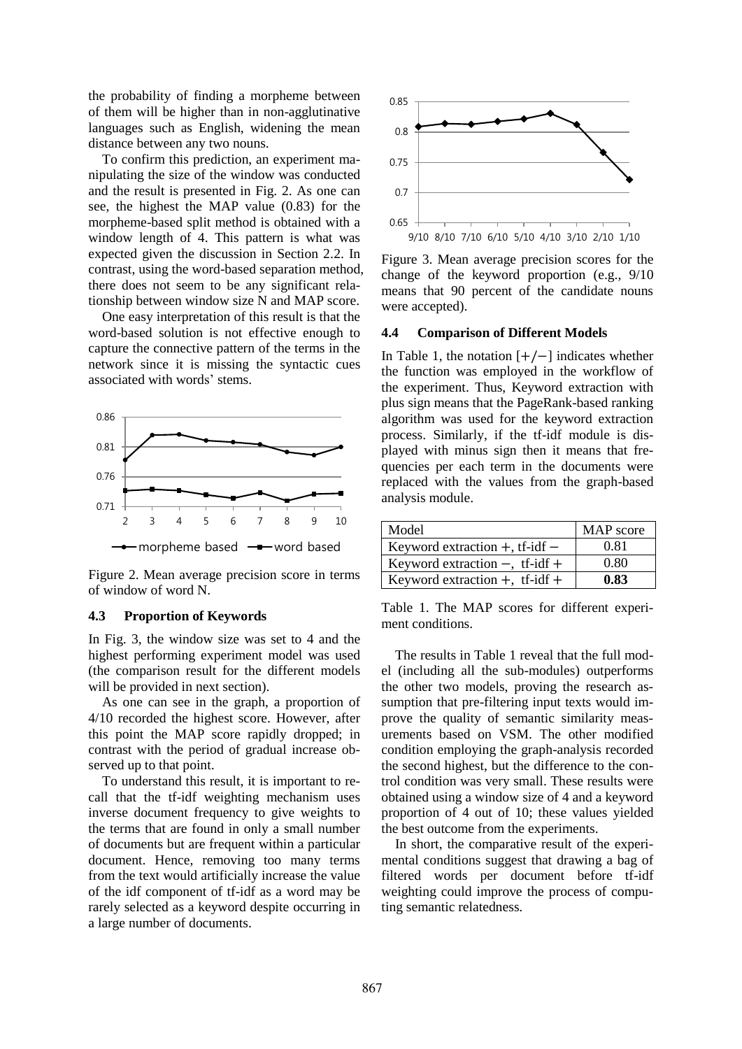the probability of finding a morpheme between of them will be higher than in non-agglutinative languages such as English, widening the mean distance between any two nouns.

To confirm this prediction, an experiment manipulating the size of the window was conducted and the result is presented in Fig. 2. As one can see, the highest the MAP value (0.83) for the morpheme-based split method is obtained with a window length of 4. This pattern is what was expected given the discussion in Section 2.2. In contrast, using the word-based separation method, there does not seem to be any significant relationship between window size N and MAP score.

One easy interpretation of this result is that the word-based solution is not effective enough to capture the connective pattern of the terms in the network since it is missing the syntactic cues associated with words' stems.

Figure 2. Mean average precision score in terms of window of word N.

### 4.3 Proportion of Keywords

In Fig. 3, the window size was set to 4 and the highest performing experiment model was used (the comparison result for the different models will be provided in next section).

As one can see in the graph, a proportion of 4/10 recorded the highest score. However, after this point the MAP score rapidly dropped; in contrast with the period of gradual increase observed up to that point.

To understand this result, it is important to recall that the tf-idf weighting mechanism uses inverse document frequency to give weights to the terms that are found in only a small number of documents but are frequent within a particular document. Hence, removing too many terms from the text would artificially increase the value of the idf component of tf-idf as a word may be rarely selected as a keyword despite occurring in a large number of documents.

Figure 3. Mean average precision scores for the change of the keyword proportion (e.g., 9/10 means that 90 percent of the candidate nouns were accepted).

### 4.4 Comparison of Different Models

In Table 1, the notation $[+/-]$ indicates whether the function was employed in the workflow of the experiment. Thus, Keyword extraction with plus sign means that the PageRank-based ranking algorithm was used for the keyword extraction process. Similarly, if the tf-idf module is displayed with minus sign then it means that frequencies per each term in the documents were replaced with the values from the graph-based analysis module.

| Model | MAP score |
|---|---|
| Keyword extraction $+$, tf-idf $-$ | 0.81 |
| Keyword extraction $-$, tf-idf $+$ | 0.80 |
| Keyword extraction $+$, tf-idf $+$ | **0.83** |

Table 1. The MAP scores for different experiment conditions.

The results in Table 1 reveal that the full model (including all the sub-modules) outperforms the other two models, proving the research assumption that pre-filtering input texts would improve the quality of semantic similarity measurements based on VSM. The other modified condition employing the graph-analysis recorded the second highest, but the difference to the control condition was very small. These results were obtained using a window size of 4 and a keyword proportion of 4 out of 10; these values yielded the best outcome from the experiments.

In short, the comparative result of the experimental conditions suggest that drawing a bag of filtered words per document before tf-idf weighting could improve the process of computing semantic relatedness.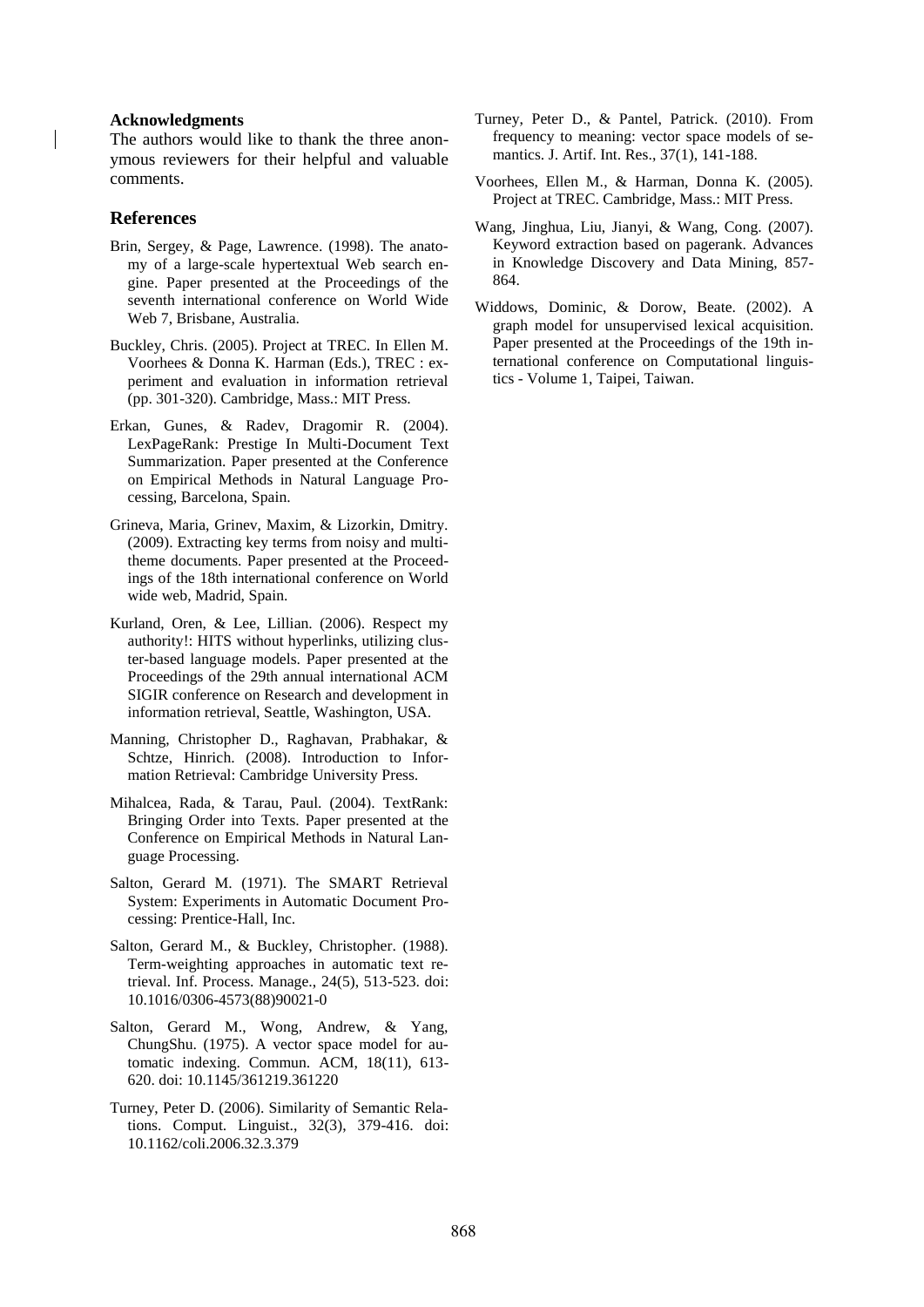### Acknowledgments

The authors would like to thank the three anonymous reviewers for their helpful and valuable comments.

## References

Brin, Sergey, & Page, Lawrence. (1998). The anatomy of a large-scale hypertextual Web search engine. Paper presented at the Proceedings of the seventh international conference on World Wide Web 7, Brisbane, Australia.

Buckley, Chris. (2005). Project at TREC. In Ellen M. Voorhees & Donna K. Harman (Eds.), TREC : experiment and evaluation in information retrieval (pp. 301-320). Cambridge, Mass.: MIT Press.

Erkan, Gunes, & Radev, Dragomir R. (2004). LexPageRank: Prestige In Multi-Document Text Summarization. Paper presented at the Conference on Empirical Methods in Natural Language Processing, Barcelona, Spain.

Grineva, Maria, Grinev, Maxim, & Lizorkin, Dmitry. (2009). Extracting key terms from noisy and multi-theme documents. Paper presented at the Proceedings of the 18th international conference on World wide web, Madrid, Spain.

Kurland, Oren, & Lee, Lillian. (2006). Respect my authority!: HITS without hyperlinks, utilizing cluster-based language models. Paper presented at the Proceedings of the 29th annual international ACM SIGIR conference on Research and development in information retrieval, Seattle, Washington, USA.

Manning, Christopher D., Raghavan, Prabhakar, & Schtze, Hinrich. (2008). Introduction to Information Retrieval: Cambridge University Press.

Mihalcea, Rada, & Tarau, Paul. (2004). TextRank: Bringing Order into Texts. Paper presented at the Conference on Empirical Methods in Natural Language Processing.

Salton, Gerard M. (1971). The SMART Retrieval System: Experiments in Automatic Document Processing: Prentice-Hall, Inc.

Salton, Gerard M., & Buckley, Christopher. (1988). Term-weighting approaches in automatic text retrieval. Inf. Process. Manage., 24(5), 513-523. doi: 10.1016/0306-4573(88)90021-0

Salton, Gerard M., Wong, Andrew, & Yang, ChungShu. (1975). A vector space model for automatic indexing. Commun. ACM, 18(11), 613-620. doi: 10.1145/361219.361220

Turney, Peter D. (2006). Similarity of Semantic Relations. Comput. Linguist., 32(3), 379-416. doi: 10.1162/coli.2006.32.3.379

Turney, Peter D., & Pantel, Patrick. (2010). From frequency to meaning: vector space models of semantics. J. Artif. Int. Res., 37(1), 141-188.

Voorhees, Ellen M., & Harman, Donna K. (2005). Project at TREC. Cambridge, Mass.: MIT Press.

Wang, Jinghua, Liu, Jianyi, & Wang, Cong. (2007). Keyword extraction based on pagerank. Advances in Knowledge Discovery and Data Mining, 857-864.

Widdows, Dominic, & Dorow, Beate. (2002). A graph model for unsupervised lexical acquisition. Paper presented at the Proceedings of the 19th international conference on Computational linguistics - Volume 1, Taipei, Taiwan.